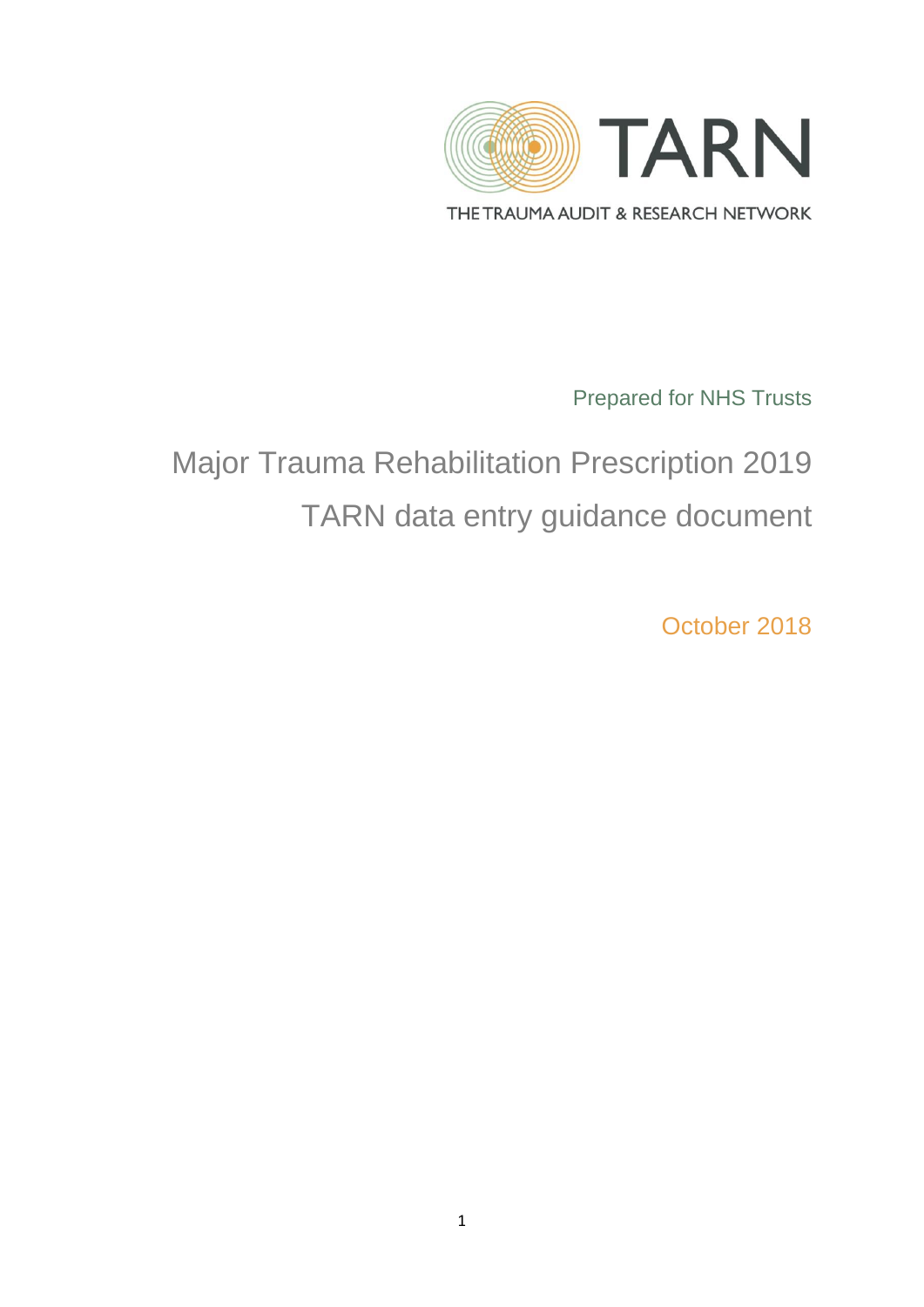TARN

THE TRAUMA AUDIT & RESEARCH NETWORK

Prepared for NHS Trusts

# Major Trauma Rehabilitation Prescription 2019

# TARN data entry guidance document

October 2018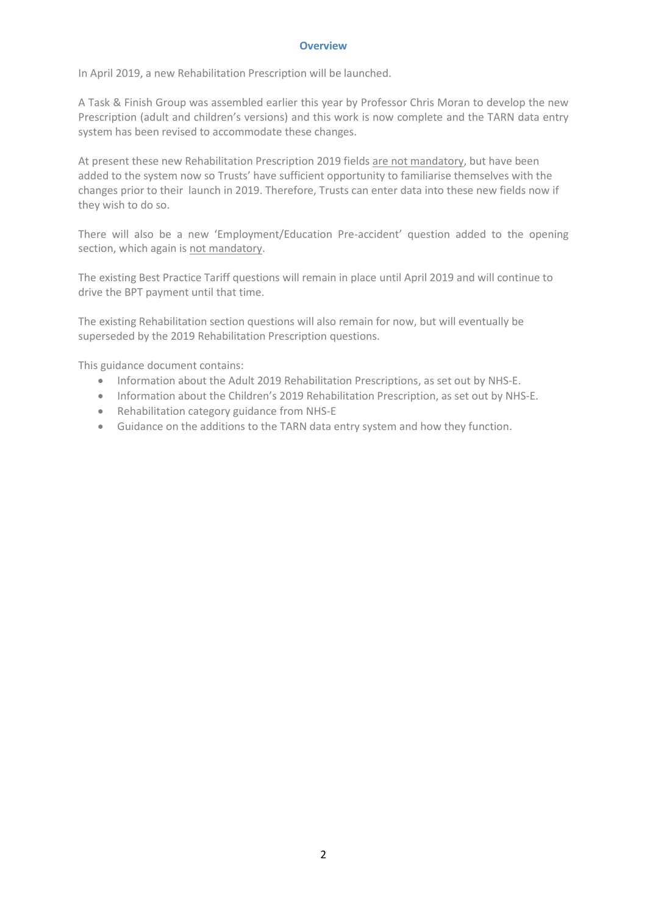## Overview

In April 2019, a new Rehabilitation Prescription will be launched.

A Task & Finish Group was assembled earlier this year by Professor Chris Moran to develop the new Prescription (adult and children's versions) and this work is now complete and the TARN data entry system has been revised to accommodate these changes.

At present these new Rehabilitation Prescription 2019 fields <u>are not mandatory</u>, but have been added to the system now so Trusts' have sufficient opportunity to familiarise themselves with the changes prior to their launch in 2019. Therefore, Trusts can enter data into these new fields now if they wish to do so.

There will also be a new 'Employment/Education Pre-accident' question added to the opening section, which again is <u>not mandatory</u>.

The existing Best Practice Tariff questions will remain in place until April 2019 and will continue to drive the BPT payment until that time.

The existing Rehabilitation section questions will also remain for now, but will eventually be superseded by the 2019 Rehabilitation Prescription questions.

This guidance document contains:

- Information about the Adult 2019 Rehabilitation Prescriptions, as set out by NHS-E.
- Information about the Children's 2019 Rehabilitation Prescription, as set out by NHS-E.
- Rehabilitation category guidance from NHS-E
- Guidance on the additions to the TARN data entry system and how they function.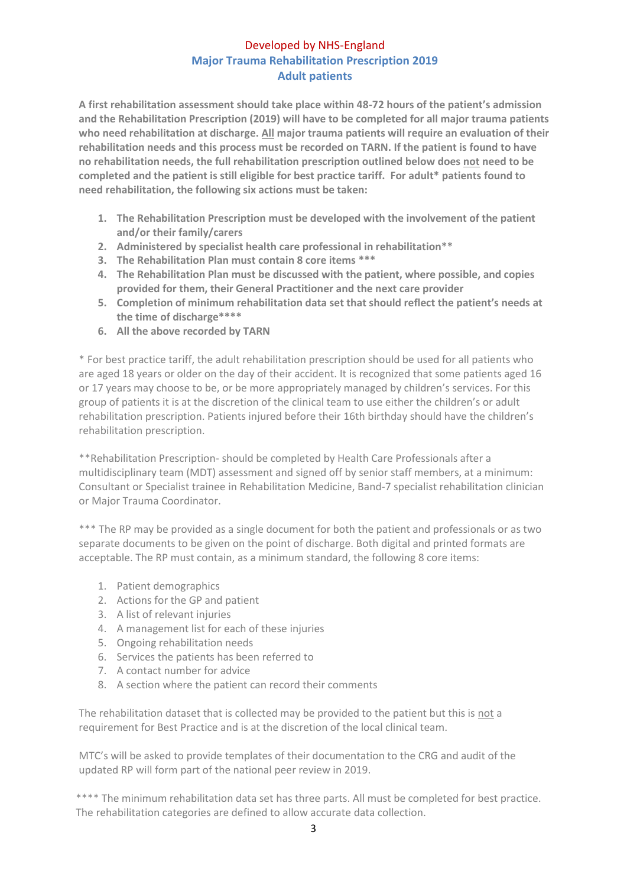Developed by NHS-England

## Major Trauma Rehabilitation Prescription 2019

## Adult patients

**A first rehabilitation assessment should take place within 48-72 hours of the patient's admission and the Rehabilitation Prescription (2019) will have to be completed for all major trauma patients who need rehabilitation at discharge. All major trauma patients will require an evaluation of their rehabilitation needs and this process must be recorded on TARN. If the patient is found to have no rehabilitation needs, the full rehabilitation prescription outlined below does not need to be completed and the patient is still eligible for best practice tariff. For adult* patients found to need rehabilitation, the following six actions must be taken:**

1. **The Rehabilitation Prescription must be developed with the involvement of the patient and/or their family/carers**
2. **Administered by specialist health care professional in rehabilitation****
3. **The Rehabilitation Plan must contain 8 core items *****
4. **The Rehabilitation Plan must be discussed with the patient, where possible, and copies provided for them, their General Practitioner and the next care provider**
5. **Completion of minimum rehabilitation data set that should reflect the patient's needs at the time of discharge******
6. **All the above recorded by TARN**

* For best practice tariff, the adult rehabilitation prescription should be used for all patients who are aged 18 years or older on the day of their accident. It is recognized that some patients aged 16 or 17 years may choose to be, or be more appropriately managed by children's services. For this group of patients it is at the discretion of the clinical team to use either the children's or adult rehabilitation prescription. Patients injured before their 16th birthday should have the children's rehabilitation prescription.

**Rehabilitation Prescription- should be completed by Health Care Professionals after a multidisciplinary team (MDT) assessment and signed off by senior staff members, at a minimum: Consultant or Specialist trainee in Rehabilitation Medicine, Band-7 specialist rehabilitation clinician or Major Trauma Coordinator.

*** The RP may be provided as a single document for both the patient and professionals or as two separate documents to be given on the point of discharge. Both digital and printed formats are acceptable. The RP must contain, as a minimum standard, the following 8 core items:

1. Patient demographics
2. Actions for the GP and patient
3. A list of relevant injuries
4. A management list for each of these injuries
5. Ongoing rehabilitation needs
6. Services the patients has been referred to
7. A contact number for advice
8. A section where the patient can record their comments

The rehabilitation dataset that is collected may be provided to the patient but this is not a requirement for Best Practice and is at the discretion of the local clinical team.

MTC's will be asked to provide templates of their documentation to the CRG and audit of the updated RP will form part of the national peer review in 2019.

**** The minimum rehabilitation data set has three parts. All must be completed for best practice. The rehabilitation categories are defined to allow accurate data collection.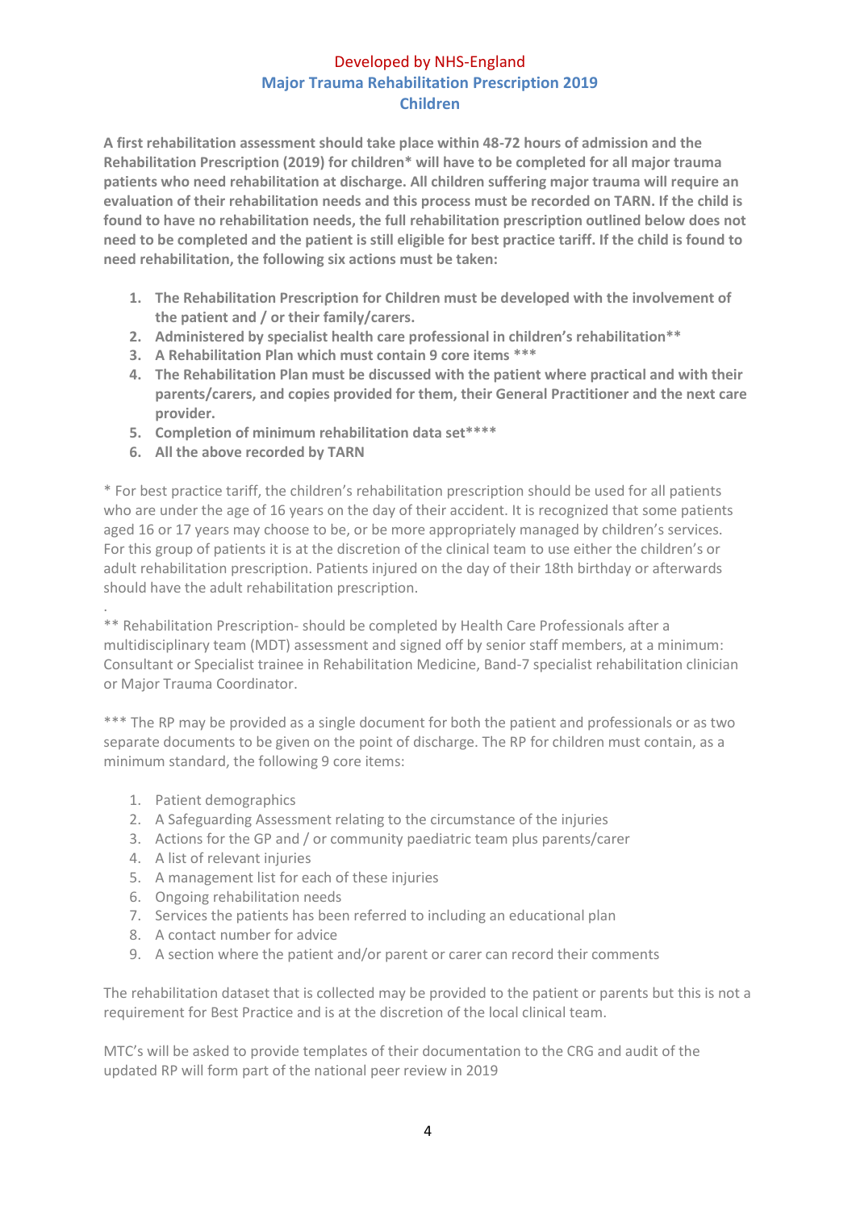Developed by NHS-England

# Major Trauma Rehabilitation Prescription 2019

## Children

**A first rehabilitation assessment should take place within 48-72 hours of admission and the Rehabilitation Prescription (2019) for children* will have to be completed for all major trauma patients who need rehabilitation at discharge. All children suffering major trauma will require an evaluation of their rehabilitation needs and this process must be recorded on TARN. If the child is found to have no rehabilitation needs, the full rehabilitation prescription outlined below does not need to be completed and the patient is still eligible for best practice tariff. If the child is found to need rehabilitation, the following six actions must be taken:**

1. **The Rehabilitation Prescription for Children must be developed with the involvement of the patient and / or their family/carers.**
2. **Administered by specialist health care professional in children's rehabilitation****
3. **A Rehabilitation Plan which must contain 9 core items *****
4. **The Rehabilitation Plan must be discussed with the patient where practical and with their parents/carers, and copies provided for them, their General Practitioner and the next care provider.**
5. **Completion of minimum rehabilitation data set******
6. **All the above recorded by TARN**

* For best practice tariff, the children's rehabilitation prescription should be used for all patients who are under the age of 16 years on the day of their accident. It is recognized that some patients aged 16 or 17 years may choose to be, or be more appropriately managed by children's services. For this group of patients it is at the discretion of the clinical team to use either the children's or adult rehabilitation prescription. Patients injured on the day of their 18th birthday or afterwards should have the adult rehabilitation prescription.

** Rehabilitation Prescription- should be completed by Health Care Professionals after a multidisciplinary team (MDT) assessment and signed off by senior staff members, at a minimum: Consultant or Specialist trainee in Rehabilitation Medicine, Band-7 specialist rehabilitation clinician or Major Trauma Coordinator.

*** The RP may be provided as a single document for both the patient and professionals or as two separate documents to be given on the point of discharge. The RP for children must contain, as a minimum standard, the following 9 core items:

1. Patient demographics
2. A Safeguarding Assessment relating to the circumstance of the injuries
3. Actions for the GP and / or community paediatric team plus parents/carer
4. A list of relevant injuries
5. A management list for each of these injuries
6. Ongoing rehabilitation needs
7. Services the patients has been referred to including an educational plan
8. A contact number for advice
9. A section where the patient and/or parent or carer can record their comments

The rehabilitation dataset that is collected may be provided to the patient or parents but this is not a requirement for Best Practice and is at the discretion of the local clinical team.

MTC's will be asked to provide templates of their documentation to the CRG and audit of the updated RP will form part of the national peer review in 2019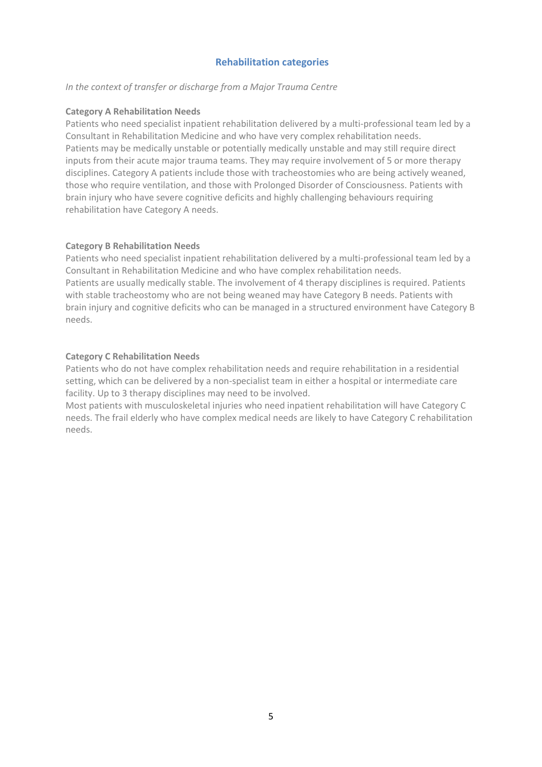## Rehabilitation categories

*In the context of transfer or discharge from a Major Trauma Centre*

**Category A Rehabilitation Needs**

Patients who need specialist inpatient rehabilitation delivered by a multi-professional team led by a Consultant in Rehabilitation Medicine and who have very complex rehabilitation needs.
Patients may be medically unstable or potentially medically unstable and may still require direct inputs from their acute major trauma teams. They may require involvement of 5 or more therapy disciplines. Category A patients include those with tracheostomies who are being actively weaned, those who require ventilation, and those with Prolonged Disorder of Consciousness. Patients with brain injury who have severe cognitive deficits and highly challenging behaviours requiring rehabilitation have Category A needs.

**Category B Rehabilitation Needs**

Patients who need specialist inpatient rehabilitation delivered by a multi-professional team led by a Consultant in Rehabilitation Medicine and who have complex rehabilitation needs.
Patients are usually medically stable. The involvement of 4 therapy disciplines is required. Patients with stable tracheostomy who are not being weaned may have Category B needs. Patients with brain injury and cognitive deficits who can be managed in a structured environment have Category B needs.

**Category C Rehabilitation Needs**

Patients who do not have complex rehabilitation needs and require rehabilitation in a residential setting, which can be delivered by a non-specialist team in either a hospital or intermediate care facility. Up to 3 therapy disciplines may need to be involved.
Most patients with musculoskeletal injuries who need inpatient rehabilitation will have Category C needs. The frail elderly who have complex medical needs are likely to have Category C rehabilitation needs.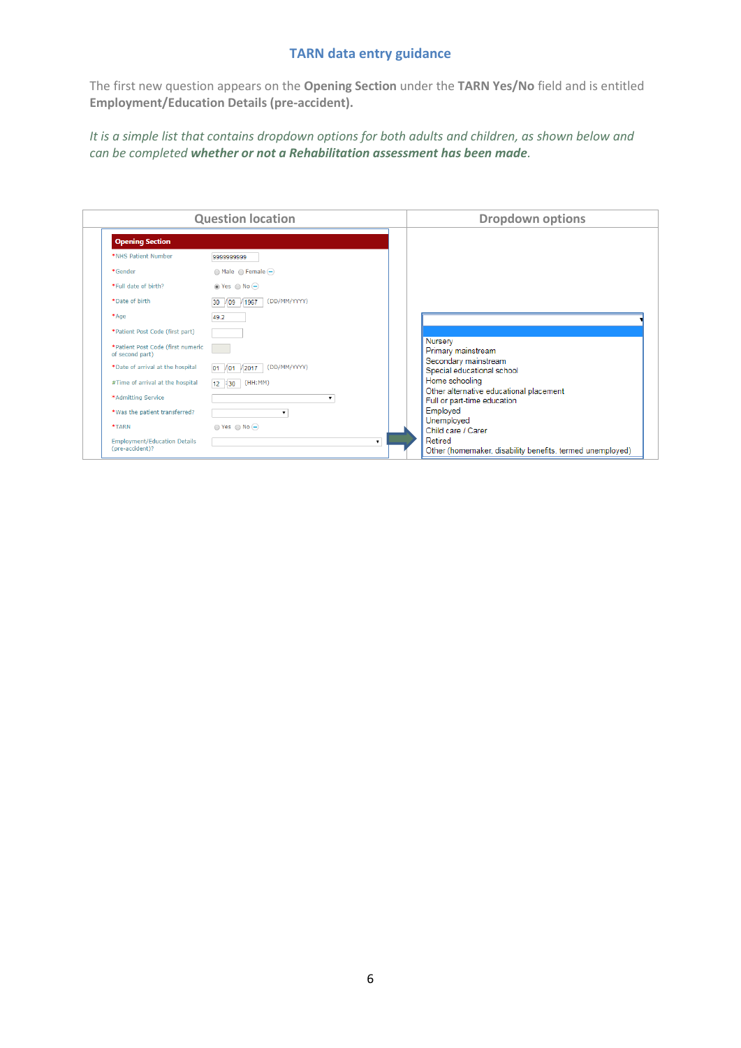## TARN data entry guidance

The first new question appears on the **Opening Section** under the **TARN Yes/No** field and is entitled **Employment/Education Details (pre-accident).**

*It is a simple list that contains dropdown options for both adults and children, as shown below and can be completed **whether or not a Rehabilitation assessment has been made**.*

| Question location | Dropdown options |
|---|---|
| **Opening Section**<br>*NHS Patient Number: 9999999999<br>*Gender: Male / Female<br>*Full date of birth?: Yes / No<br>*Date of birth: 30/06/1967 (DD/MM/YYYY)<br>*Age: 49.2<br>*Patient Post Code (first part)<br>*Patient Post Code (first numeric of second part)<br>*Date of arrival at the hospital: 01/01/2017 (DD/MM/YYYY)<br>#Time of arrival at the hospital: 12:30 (HH:MM)<br>*Admitting Service<br>*Was the patient transferred?<br>*TARN: Yes / No<br>Employment/Education Details (pre-accident)? | Nursery<br>Primary mainstream<br>Secondary mainstream<br>Special educational school<br>Home schooling<br>Other alternative educational placement<br>Full or part-time education<br>Employed<br>Unemployed<br>Child care / Carer<br>Retired<br>Other (homemaker, disability benefits, termed unemployed) |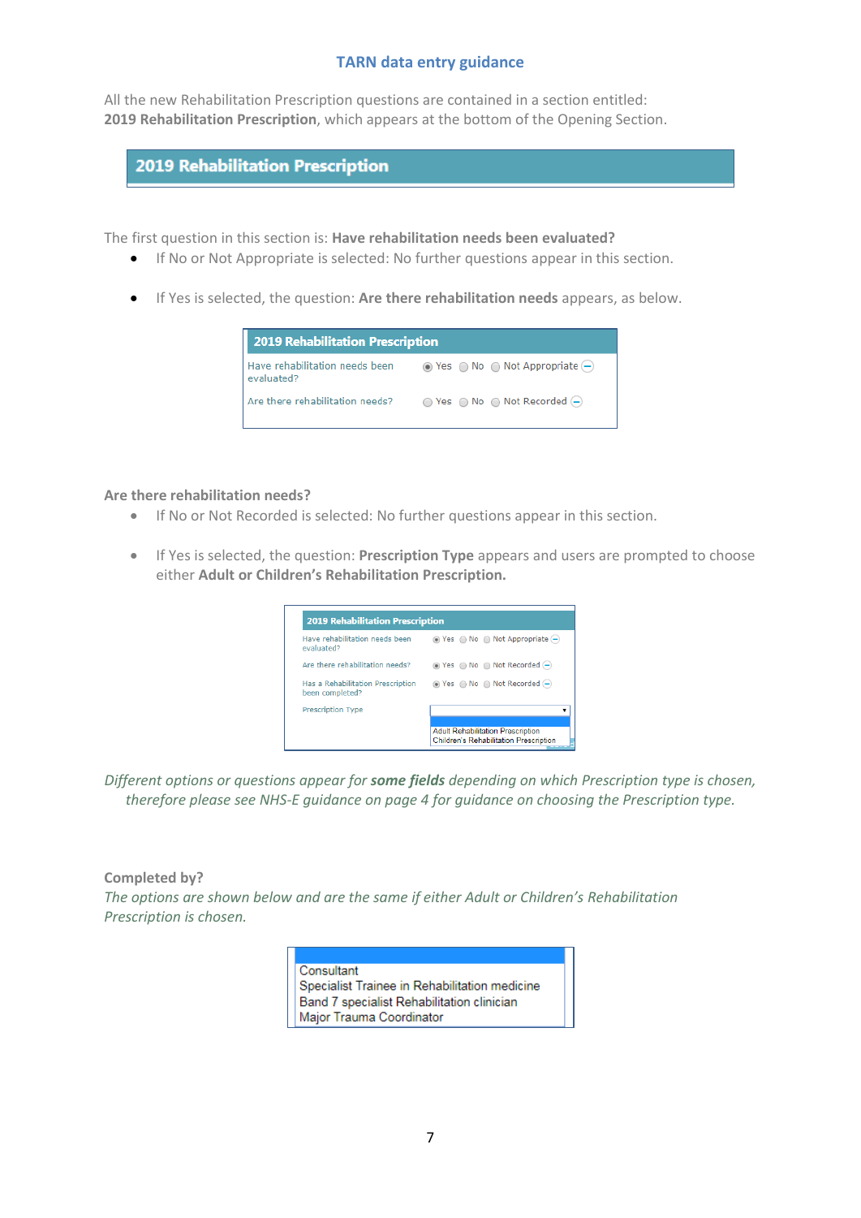## TARN data entry guidance

All the new Rehabilitation Prescription questions are contained in a section entitled: **2019 Rehabilitation Prescription**, which appears at the bottom of the Opening Section.

**2019 Rehabilitation Prescription**

The first question in this section is: **Have rehabilitation needs been evaluated?**

- If No or Not Appropriate is selected: No further questions appear in this section.
- If Yes is selected, the question: **Are there rehabilitation needs** appears, as below.

| 2019 Rehabilitation Prescription | |
|---|---|
| Have rehabilitation needs been evaluated? | (•) Yes ( ) No ( ) Not Appropriate |
| Are there rehabilitation needs? | ( ) Yes ( ) No ( ) Not Recorded |

**Are there rehabilitation needs?**

- If No or Not Recorded is selected: No further questions appear in this section.
- If Yes is selected, the question: **Prescription Type** appears and users are prompted to choose either **Adult or Children's Rehabilitation Prescription.**

| 2019 Rehabilitation Prescription | |
|---|---|
| Have rehabilitation needs been evaluated? | (•) Yes ( ) No ( ) Not Appropriate |
| Are there rehabilitation needs? | (•) Yes ( ) No ( ) Not Recorded |
| Has a Rehabilitation Prescription been completed? | (•) Yes ( ) No ( ) Not Recorded |
| Prescription Type | Adult Rehabilitation Prescription<br>Children's Rehabilitation Prescription |

*Different options or questions appear for **some fields** depending on which Prescription type is chosen, therefore please see NHS-E guidance on page 4 for guidance on choosing the Prescription type.*

**Completed by?**

*The options are shown below and are the same if either Adult or Children's Rehabilitation Prescription is chosen.*

- Consultant
- Specialist Trainee in Rehabilitation medicine
- Band 7 specialist Rehabilitation clinician
- Major Trauma Coordinator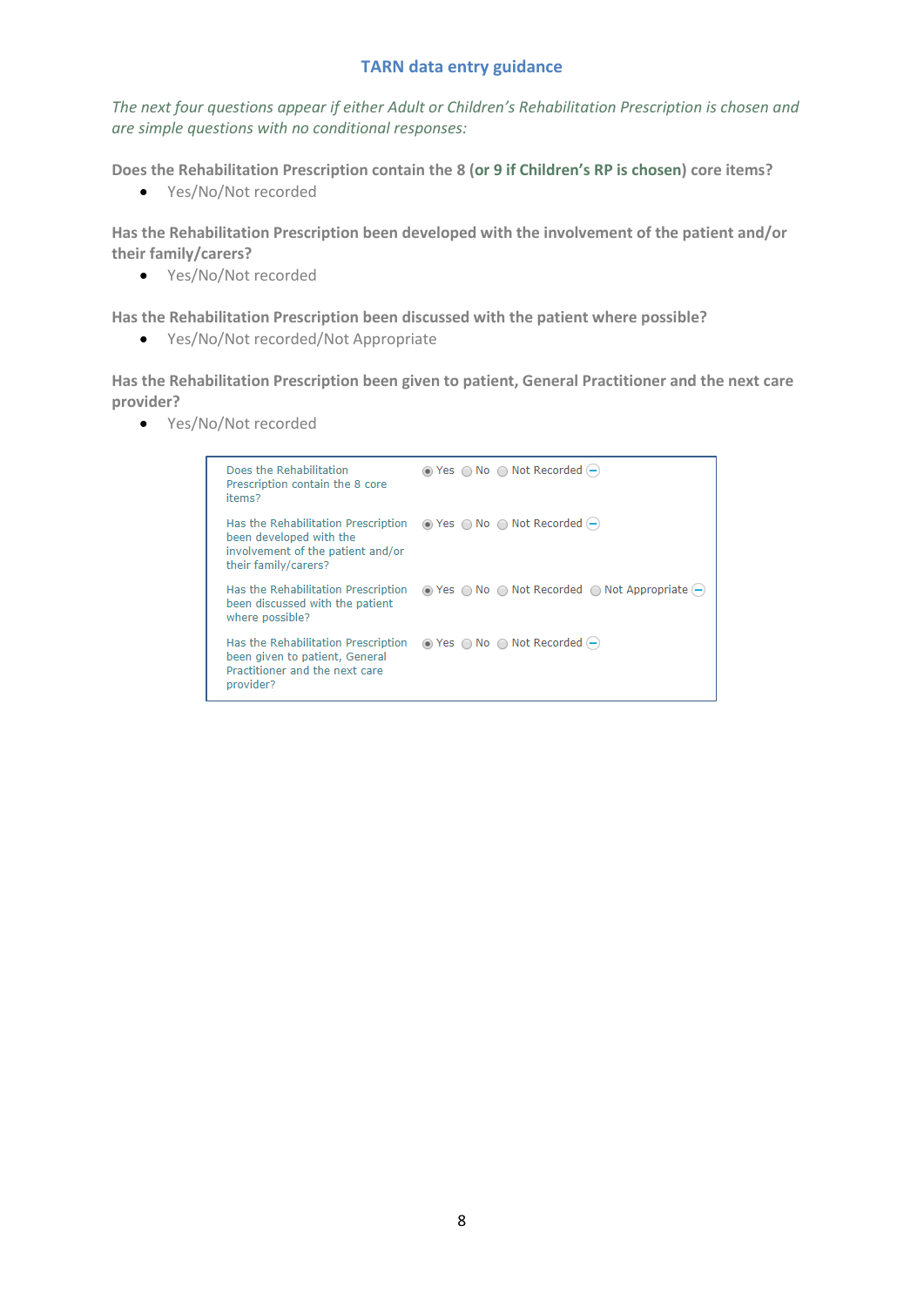*The next four questions appear if either Adult or Children's Rehabilitation Prescription is chosen and are simple questions with no conditional responses:*

**Does the Rehabilitation Prescription contain the 8 (or 9 if Children's RP is chosen) core items?**

- Yes/No/Not recorded

**Has the Rehabilitation Prescription been developed with the involvement of the patient and/or their family/carers?**

- Yes/No/Not recorded

**Has the Rehabilitation Prescription been discussed with the patient where possible?**

- Yes/No/Not recorded/Not Appropriate

**Has the Rehabilitation Prescription been given to patient, General Practitioner and the next care provider?**

- Yes/No/Not recorded

| Question | Options |
|---|---|
| Does the Rehabilitation Prescription contain the 8 core items? | Yes / No / Not Recorded |
| Has the Rehabilitation Prescription been developed with the involvement of the patient and/or their family/carers? | Yes / No / Not Recorded |
| Has the Rehabilitation Prescription been discussed with the patient where possible? | Yes / No / Not Recorded / Not Appropriate |
| Has the Rehabilitation Prescription been given to patient, General Practitioner and the next care provider? | Yes / No / Not Recorded |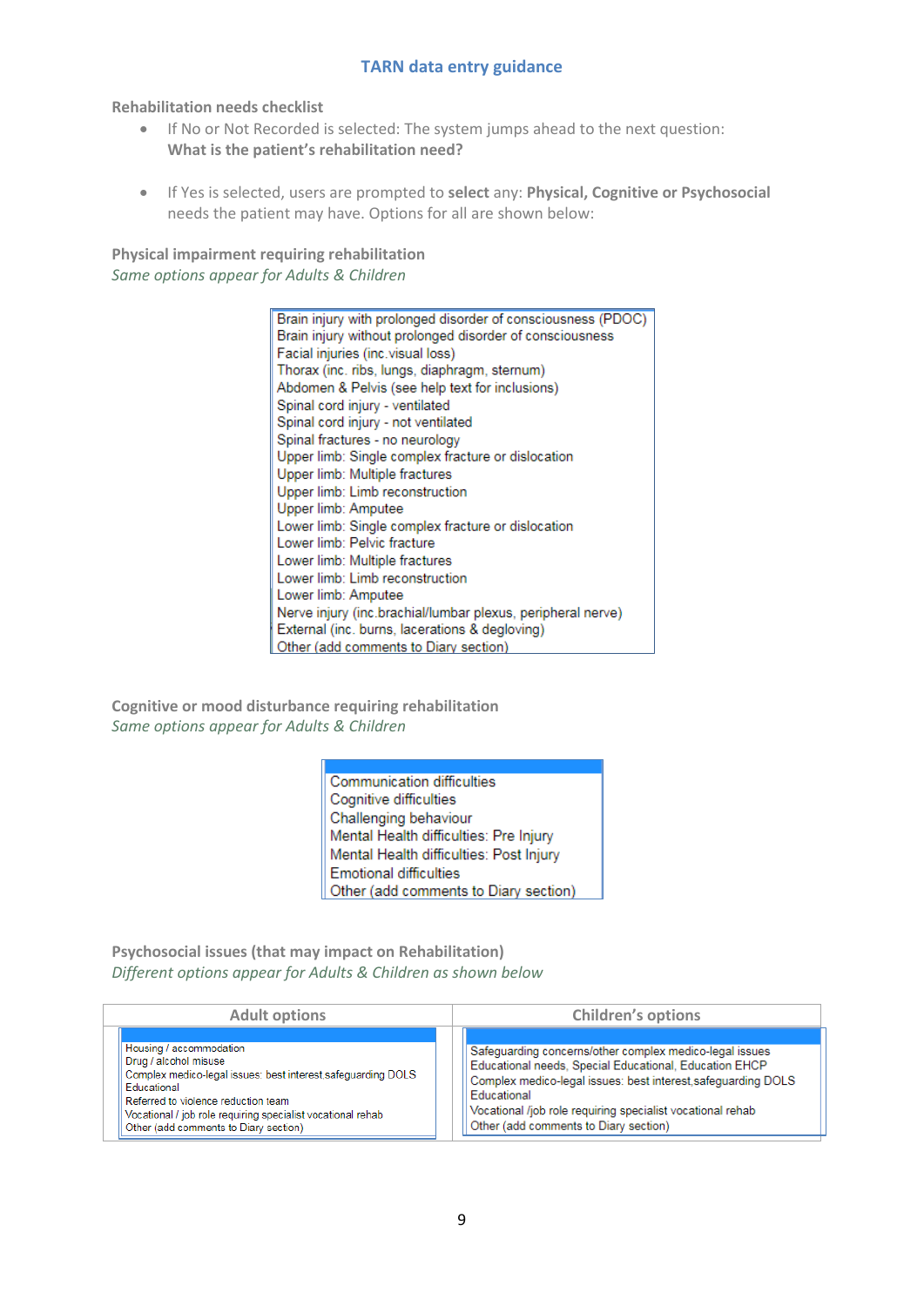## TARN data entry guidance

### Rehabilitation needs checklist

- If No or Not Recorded is selected: The system jumps ahead to the next question: **What is the patient's rehabilitation need?**

- If Yes is selected, users are prompted to **select** any: **Physical, Cognitive or Psychosocial** needs the patient may have. Options for all are shown below:

### Physical impairment requiring rehabilitation

*Same options appear for Adults & Children*

- Brain injury with prolonged disorder of consciousness (PDOC)
- Brain injury without prolonged disorder of consciousness
- Facial injuries (inc.visual loss)
- Thorax (inc. ribs, lungs, diaphragm, sternum)
- Abdomen & Pelvis (see help text for inclusions)
- Spinal cord injury - ventilated
- Spinal cord injury - not ventilated
- Spinal fractures - no neurology
- Upper limb: Single complex fracture or dislocation
- Upper limb: Multiple fractures
- Upper limb: Limb reconstruction
- Upper limb: Amputee
- Lower limb: Single complex fracture or dislocation
- Lower limb: Pelvic fracture
- Lower limb: Multiple fractures
- Lower limb: Limb reconstruction
- Lower limb: Amputee
- Nerve injury (inc.brachial/lumbar plexus, peripheral nerve)
- External (inc. burns, lacerations & degloving)
- Other (add comments to Diary section)

### Cognitive or mood disturbance requiring rehabilitation

*Same options appear for Adults & Children*

- Communication difficulties
- Cognitive difficulties
- Challenging behaviour
- Mental Health difficulties: Pre Injury
- Mental Health difficulties: Post Injury
- Emotional difficulties
- Other (add comments to Diary section)

### Psychosocial issues (that may impact on Rehabilitation)

*Different options appear for Adults & Children as shown below*

| Adult options | Children's options |
|---|---|
| Housing / accommodation | Safeguarding concerns/other complex medico-legal issues |
| Drug / alcohol misuse | Educational needs, Special Educational, Education EHCP |
| Complex medico-legal issues: best interest,safeguarding DOLS | Complex medico-legal issues: best interest,safeguarding DOLS |
| Educational | Educational |
| Referred to violence reduction team | Vocational /job role requiring specialist vocational rehab |
| Vocational / job role requiring specialist vocational rehab | Other (add comments to Diary section) |
| Other (add comments to Diary section) | |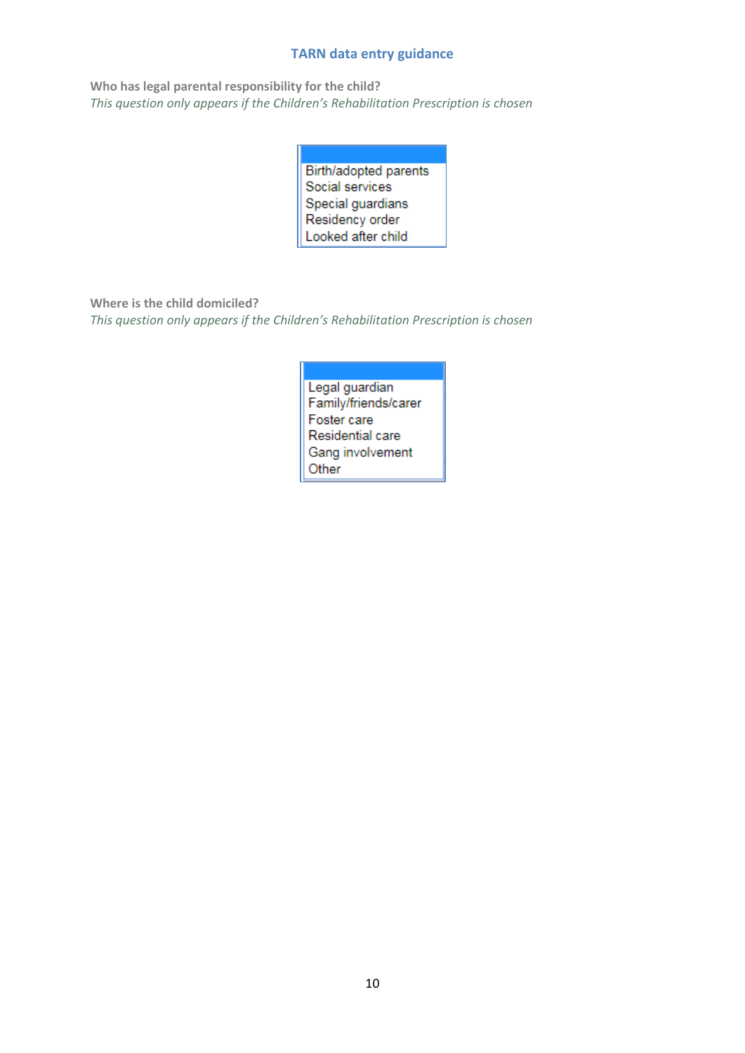## TARN data entry guidance

**Who has legal parental responsibility for the child?**

*This question only appears if the Children's Rehabilitation Prescription is chosen*

- Birth/adopted parents
- Social services
- Special guardians
- Residency order
- Looked after child

**Where is the child domiciled?**

*This question only appears if the Children's Rehabilitation Prescription is chosen*

- Legal guardian
- Family/friends/carer
- Foster care
- Residential care
- Gang involvement
- Other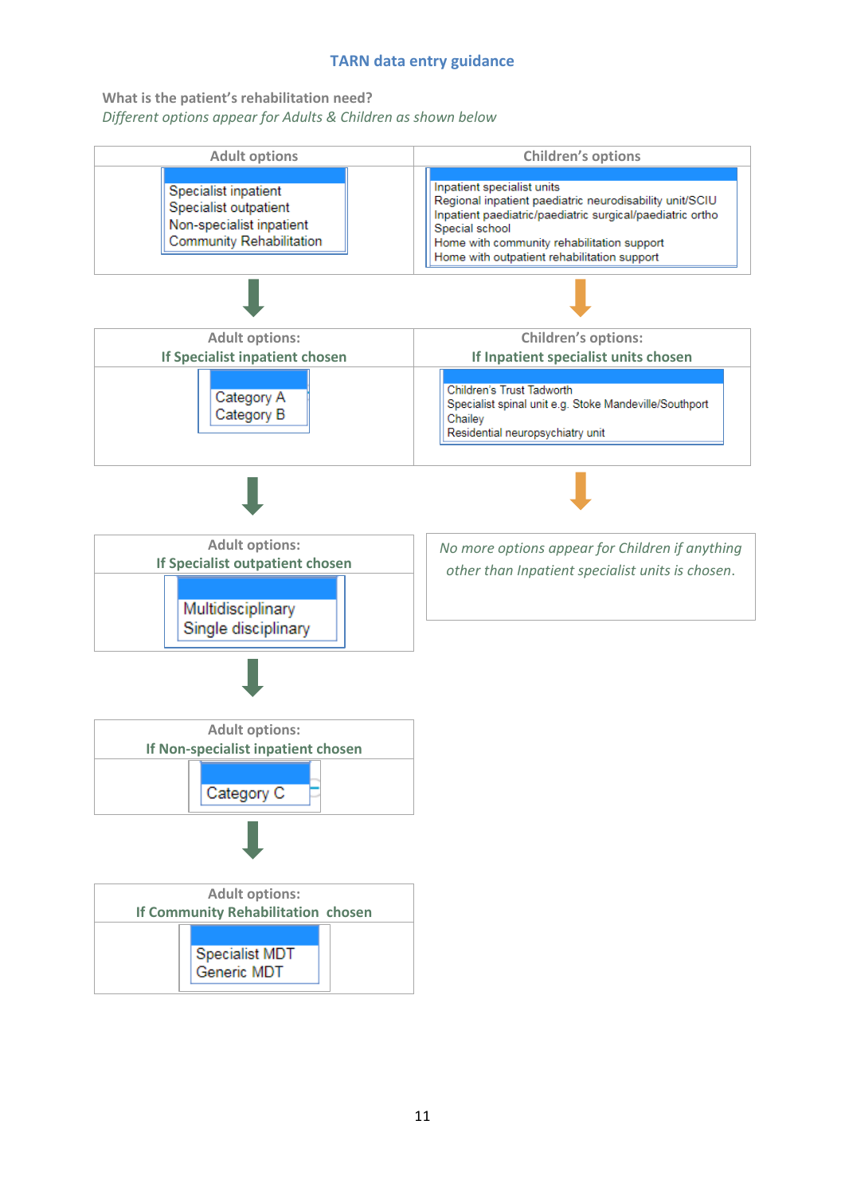## TARN data entry guidance

**What is the patient's rehabilitation need?**

*Different options appear for Adults & Children as shown below*

| Adult options | Children's options |
|---|---|
| Specialist inpatient<br>Specialist outpatient<br>Non-specialist inpatient<br>Community Rehabilitation | Inpatient specialist units<br>Regional inpatient paediatric neurodisability unit/SCIU<br>Inpatient paediatric/paediatric surgical/paediatric ortho<br>Special school<br>Home with community rehabilitation support<br>Home with outpatient rehabilitation support |

| Adult options: **If Specialist inpatient chosen** | Children's options: **If Inpatient specialist units chosen** |
|---|---|
| Category A<br>Category B | Children's Trust Tadworth<br>Specialist spinal unit e.g. Stoke Mandeville/Southport<br>Chailey<br>Residential neuropsychiatry unit |

| Adult options: **If Specialist outpatient chosen** |
|---|
| Multidisciplinary<br>Single disciplinary |

*No more options appear for Children if anything other than Inpatient specialist units is chosen.*

| Adult options: **If Non-specialist inpatient chosen** |
|---|
| Category C |

| Adult options: **If Community Rehabilitation chosen** |
|---|
| Specialist MDT<br>Generic MDT |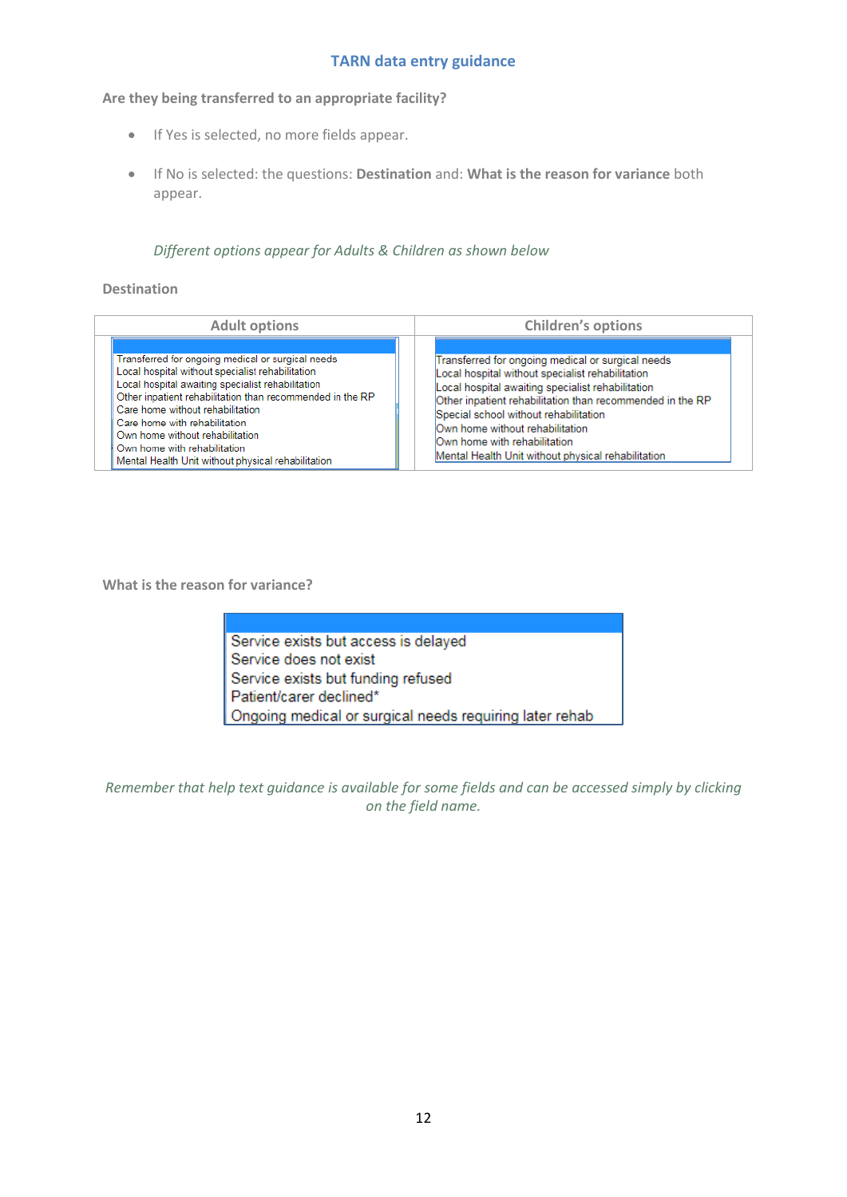# TARN data entry guidance

**Are they being transferred to an appropriate facility?**

- If Yes is selected, no more fields appear.
- If No is selected: the questions: **Destination** and: **What is the reason for variance** both appear.

*Different options appear for Adults & Children as shown below*

**Destination**

| Adult options | Children's options |
|---|---|
| Transferred for ongoing medical or surgical needs<br>Local hospital without specialist rehabilitation<br>Local hospital awaiting specialist rehabilitation<br>Other inpatient rehabilitation than recommended in the RP<br>Care home without rehabilitation<br>Care home with rehabilitation<br>Own home without rehabilitation<br>Own home with rehabilitation<br>Mental Health Unit without physical rehabilitation | Transferred for ongoing medical or surgical needs<br>Local hospital without specialist rehabilitation<br>Local hospital awaiting specialist rehabilitation<br>Other inpatient rehabilitation than recommended in the RP<br>Special school without rehabilitation<br>Own home without rehabilitation<br>Own home with rehabilitation<br>Mental Health Unit without physical rehabilitation |

**What is the reason for variance?**

- Service exists but access is delayed
- Service does not exist
- Service exists but funding refused
- Patient/carer declined*
- Ongoing medical or surgical needs requiring later rehab

*Remember that help text guidance is available for some fields and can be accessed simply by clicking on the field name.*